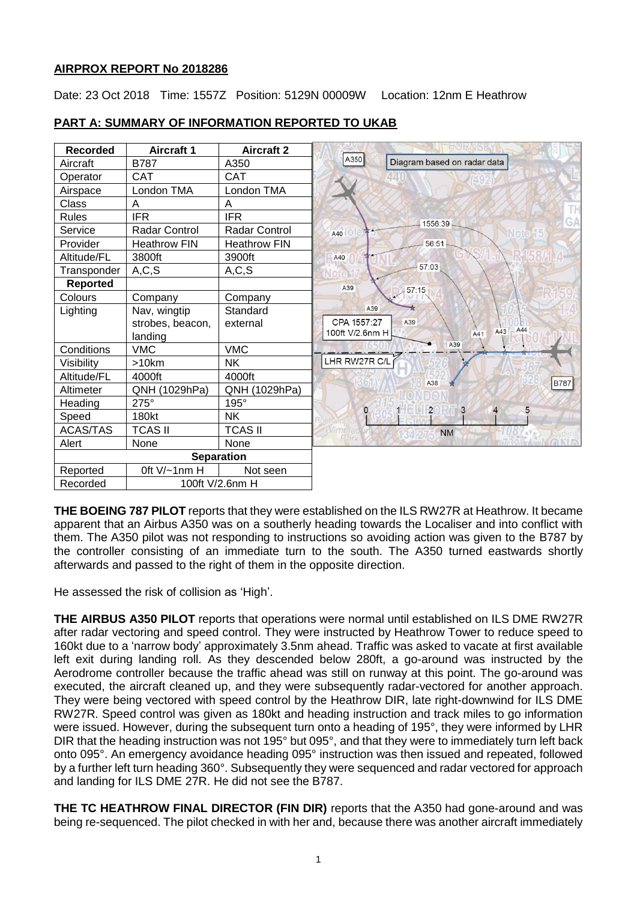**AIRPROX REPORT No 2018286**

Date: 23 Oct 2018 Time: 1557Z Position: 5129N 00009W Location: 12nm E Heathrow

## PART A: SUMMARY OF INFORMATION REPORTED TO UKAB

| Recorded | Aircraft 1 | Aircraft 2 |
|---|---|---|
| Aircraft | B787 | A350 |
| Operator | CAT | CAT |
| Airspace | London TMA | London TMA |
| Class | A | A |
| Rules | IFR | IFR |
| Service | Radar Control | Radar Control |
| Provider | Heathrow FIN | Heathrow FIN |
| Altitude/FL | 3800ft | 3900ft |
| Transponder | A,C,S | A,C,S |
| **Reported** | | |
| Colours | Company | Company |
| Lighting | Nav, wingtip strobes, beacon, landing | Standard external |
| Conditions | VMC | VMC |
| Visibility | >10km | NK |
| Altitude/FL | 4000ft | 4000ft |
| Altimeter | QNH (1029hPa) | QNH (1029hPa) |
| Heading | 275° | 195° |
| Speed | 180kt | NK |
| ACAS/TAS | TCAS II | TCAS II |
| Alert | None | None |
| **Separation** | | |
| Reported | 0ft V/~1nm H | Not seen |
| Recorded | 100ft V/2.6nm H | |

Diagram based on radar data

**THE BOEING 787 PILOT** reports that they were established on the ILS RW27R at Heathrow. It became apparent that an Airbus A350 was on a southerly heading towards the Localiser and into conflict with them. The A350 pilot was not responding to instructions so avoiding action was given to the B787 by the controller consisting of an immediate turn to the south. The A350 turned eastwards shortly afterwards and passed to the right of them in the opposite direction.

He assessed the risk of collision as 'High'.

**THE AIRBUS A350 PILOT** reports that operations were normal until established on ILS DME RW27R after radar vectoring and speed control. They were instructed by Heathrow Tower to reduce speed to 160kt due to a 'narrow body' approximately 3.5nm ahead. Traffic was asked to vacate at first available left exit during landing roll. As they descended below 280ft, a go-around was instructed by the Aerodrome controller because the traffic ahead was still on runway at this point. The go-around was executed, the aircraft cleaned up, and they were subsequently radar-vectored for another approach. They were being vectored with speed control by the Heathrow DIR, late right-downwind for ILS DME RW27R. Speed control was given as 180kt and heading instruction and track miles to go information were issued. However, during the subsequent turn onto a heading of 195°, they were informed by LHR DIR that the heading instruction was not 195° but 095°, and that they were to immediately turn left back onto 095°. An emergency avoidance heading 095° instruction was then issued and repeated, followed by a further left turn heading 360°. Subsequently they were sequenced and radar vectored for approach and landing for ILS DME 27R. He did not see the B787.

**THE TC HEATHROW FINAL DIRECTOR (FIN DIR)** reports that the A350 had gone-around and was being re-sequenced. The pilot checked in with her and, because there was another aircraft immediately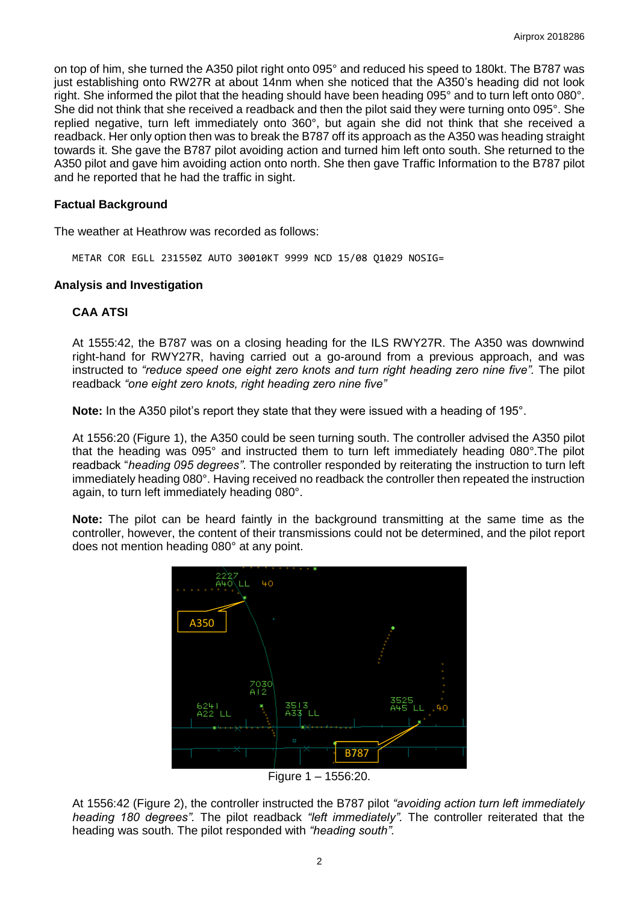on top of him, she turned the A350 pilot right onto 095° and reduced his speed to 180kt. The B787 was just establishing onto RW27R at about 14nm when she noticed that the A350's heading did not look right. She informed the pilot that the heading should have been heading 095° and to turn left onto 080°. She did not think that she received a readback and then the pilot said they were turning onto 095°. She replied negative, turn left immediately onto 360°, but again she did not think that she received a readback. Her only option then was to break the B787 off its approach as the A350 was heading straight towards it. She gave the B787 pilot avoiding action and turned him left onto south. She returned to the A350 pilot and gave him avoiding action onto north. She then gave Traffic Information to the B787 pilot and he reported that he had the traffic in sight.

## Factual Background

The weather at Heathrow was recorded as follows:

```
METAR COR EGLL 231550Z AUTO 30010KT 9999 NCD 15/08 Q1029 NOSIG=
```

## Analysis and Investigation

### CAA ATSI

At 1555:42, the B787 was on a closing heading for the ILS RWY27R. The A350 was downwind right-hand for RWY27R, having carried out a go-around from a previous approach, and was instructed to *"reduce speed one eight zero knots and turn right heading zero nine five"*. The pilot readback *"one eight zero knots, right heading zero nine five"*

**Note:** In the A350 pilot's report they state that they were issued with a heading of 195°.

At 1556:20 (Figure 1), the A350 could be seen turning south. The controller advised the A350 pilot that the heading was 095° and instructed them to turn left immediately heading 080°.The pilot readback "*heading 095 degrees"*. The controller responded by reiterating the instruction to turn left immediately heading 080°. Having received no readback the controller then repeated the instruction again, to turn left immediately heading 080°.

**Note:** The pilot can be heard faintly in the background transmitting at the same time as the controller, however, the content of their transmissions could not be determined, and the pilot report does not mention heading 080° at any point.

Figure 1 – 1556:20.

At 1556:42 (Figure 2), the controller instructed the B787 pilot *"avoiding action turn left immediately heading 180 degrees"*. The pilot readback *"left immediately"*. The controller reiterated that the heading was south. The pilot responded with *"heading south"*.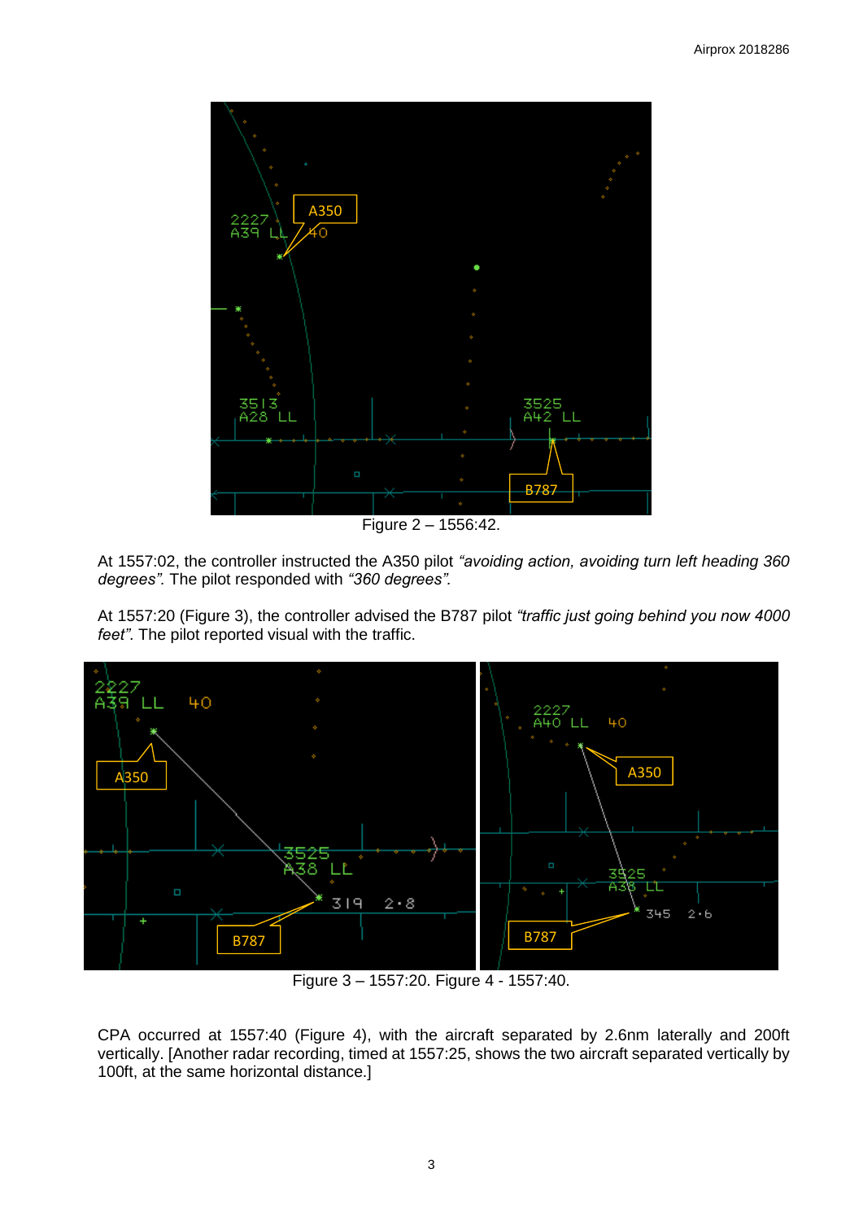Figure 2 – 1556:42.

At 1557:02, the controller instructed the A350 pilot *"avoiding action, avoiding turn left heading 360 degrees".* The pilot responded with *"360 degrees".*

At 1557:20 (Figure 3), the controller advised the B787 pilot *"traffic just going behind you now 4000 feet"*. The pilot reported visual with the traffic.

Figure 3 – 1557:20. Figure 4 - 1557:40.

CPA occurred at 1557:40 (Figure 4), with the aircraft separated by 2.6nm laterally and 200ft vertically. [Another radar recording, timed at 1557:25, shows the two aircraft separated vertically by 100ft, at the same horizontal distance.]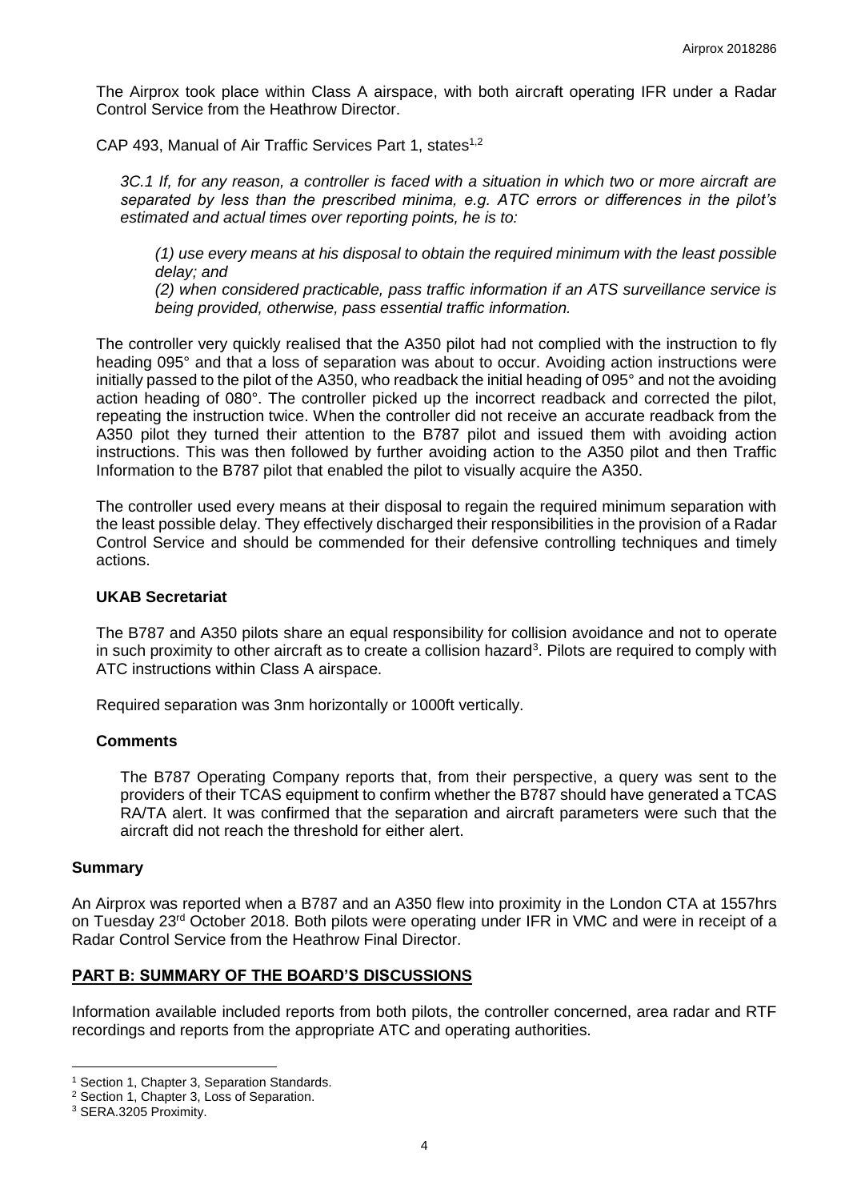The Airprox took place within Class A airspace, with both aircraft operating IFR under a Radar Control Service from the Heathrow Director.

CAP 493, Manual of Air Traffic Services Part 1, states[1,2]

> *3C.1 If, for any reason, a controller is faced with a situation in which two or more aircraft are separated by less than the prescribed minima, e.g. ATC errors or differences in the pilot's estimated and actual times over reporting points, he is to:*
>
> *(1) use every means at his disposal to obtain the required minimum with the least possible delay; and*
>
> *(2) when considered practicable, pass traffic information if an ATS surveillance service is being provided, otherwise, pass essential traffic information.*

The controller very quickly realised that the A350 pilot had not complied with the instruction to fly heading 095° and that a loss of separation was about to occur. Avoiding action instructions were initially passed to the pilot of the A350, who readback the initial heading of 095° and not the avoiding action heading of 080°. The controller picked up the incorrect readback and corrected the pilot, repeating the instruction twice. When the controller did not receive an accurate readback from the A350 pilot they turned their attention to the B787 pilot and issued them with avoiding action instructions. This was then followed by further avoiding action to the A350 pilot and then Traffic Information to the B787 pilot that enabled the pilot to visually acquire the A350.

The controller used every means at their disposal to regain the required minimum separation with the least possible delay. They effectively discharged their responsibilities in the provision of a Radar Control Service and should be commended for their defensive controlling techniques and timely actions.

### UKAB Secretariat

The B787 and A350 pilots share an equal responsibility for collision avoidance and not to operate in such proximity to other aircraft as to create a collision hazard[3]. Pilots are required to comply with ATC instructions within Class A airspace.

Required separation was 3nm horizontally or 1000ft vertically.

### Comments

The B787 Operating Company reports that, from their perspective, a query was sent to the providers of their TCAS equipment to confirm whether the B787 should have generated a TCAS RA/TA alert. It was confirmed that the separation and aircraft parameters were such that the aircraft did not reach the threshold for either alert.

## Summary

An Airprox was reported when a B787 and an A350 flew into proximity in the London CTA at 1557hrs on Tuesday 23rd October 2018. Both pilots were operating under IFR in VMC and were in receipt of a Radar Control Service from the Heathrow Final Director.

## PART B: SUMMARY OF THE BOARD'S DISCUSSIONS

Information available included reports from both pilots, the controller concerned, area radar and RTF recordings and reports from the appropriate ATC and operating authorities.

---

[1] Section 1, Chapter 3, Separation Standards.

[2] Section 1, Chapter 3, Loss of Separation.

[3] SERA.3205 Proximity.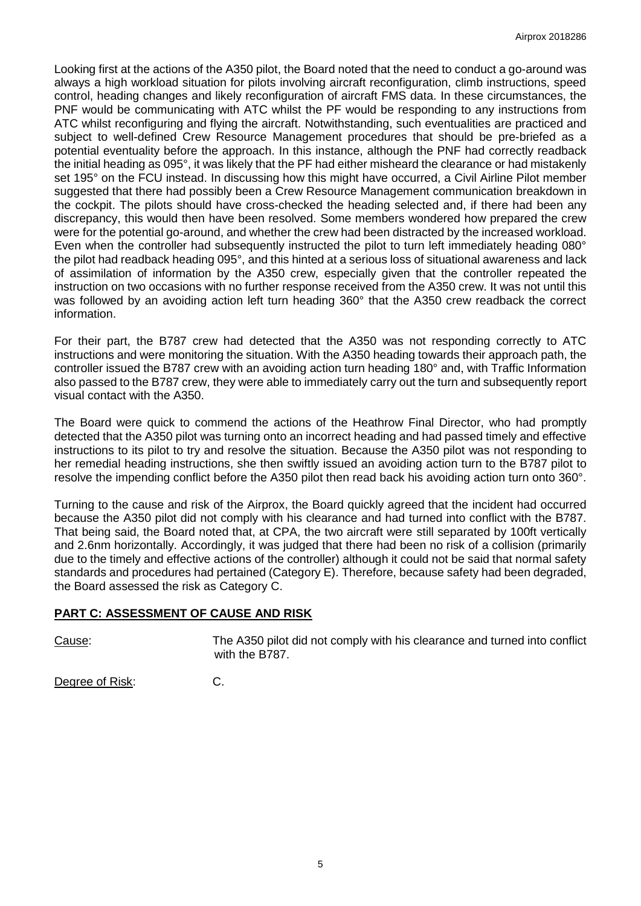Looking first at the actions of the A350 pilot, the Board noted that the need to conduct a go-around was always a high workload situation for pilots involving aircraft reconfiguration, climb instructions, speed control, heading changes and likely reconfiguration of aircraft FMS data. In these circumstances, the PNF would be communicating with ATC whilst the PF would be responding to any instructions from ATC whilst reconfiguring and flying the aircraft. Notwithstanding, such eventualities are practiced and subject to well-defined Crew Resource Management procedures that should be pre-briefed as a potential eventuality before the approach. In this instance, although the PNF had correctly readback the initial heading as 095°, it was likely that the PF had either misheard the clearance or had mistakenly set 195° on the FCU instead. In discussing how this might have occurred, a Civil Airline Pilot member suggested that there had possibly been a Crew Resource Management communication breakdown in the cockpit. The pilots should have cross-checked the heading selected and, if there had been any discrepancy, this would then have been resolved. Some members wondered how prepared the crew were for the potential go-around, and whether the crew had been distracted by the increased workload. Even when the controller had subsequently instructed the pilot to turn left immediately heading 080° the pilot had readback heading 095°, and this hinted at a serious loss of situational awareness and lack of assimilation of information by the A350 crew, especially given that the controller repeated the instruction on two occasions with no further response received from the A350 crew. It was not until this was followed by an avoiding action left turn heading 360° that the A350 crew readback the correct information.

For their part, the B787 crew had detected that the A350 was not responding correctly to ATC instructions and were monitoring the situation. With the A350 heading towards their approach path, the controller issued the B787 crew with an avoiding action turn heading 180° and, with Traffic Information also passed to the B787 crew, they were able to immediately carry out the turn and subsequently report visual contact with the A350.

The Board were quick to commend the actions of the Heathrow Final Director, who had promptly detected that the A350 pilot was turning onto an incorrect heading and had passed timely and effective instructions to its pilot to try and resolve the situation. Because the A350 pilot was not responding to her remedial heading instructions, she then swiftly issued an avoiding action turn to the B787 pilot to resolve the impending conflict before the A350 pilot then read back his avoiding action turn onto 360°.

Turning to the cause and risk of the Airprox, the Board quickly agreed that the incident had occurred because the A350 pilot did not comply with his clearance and had turned into conflict with the B787. That being said, the Board noted that, at CPA, the two aircraft were still separated by 100ft vertically and 2.6nm horizontally. Accordingly, it was judged that there had been no risk of a collision (primarily due to the timely and effective actions of the controller) although it could not be said that normal safety standards and procedures had pertained (Category E). Therefore, because safety had been degraded, the Board assessed the risk as Category C.

## PART C: ASSESSMENT OF CAUSE AND RISK

Cause: The A350 pilot did not comply with his clearance and turned into conflict with the B787.

Degree of Risk: C.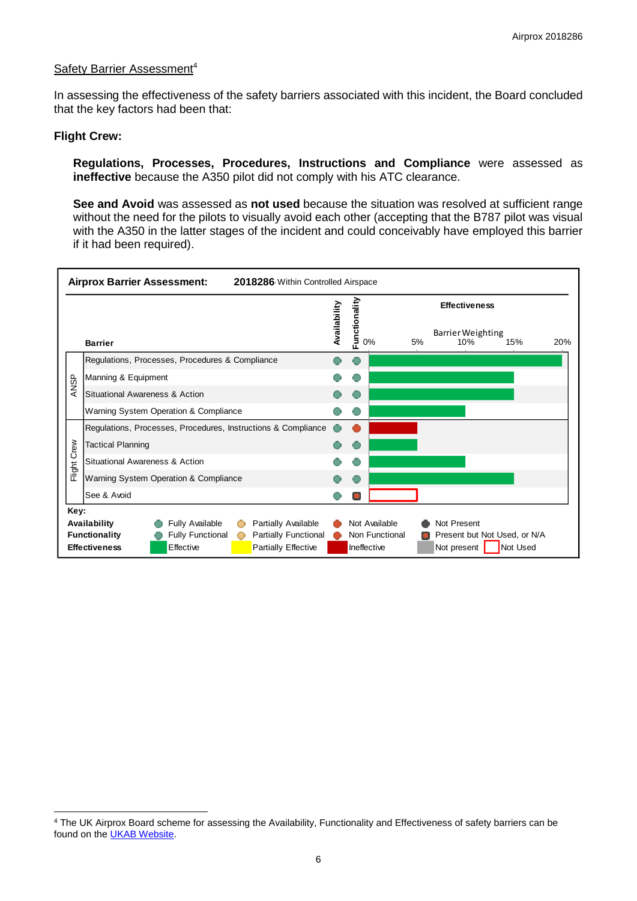Safety Barrier Assessment[4]

In assessing the effectiveness of the safety barriers associated with this incident, the Board concluded that the key factors had been that:

**Flight Crew:**

**Regulations, Processes, Procedures, Instructions and Compliance** were assessed as **ineffective** because the A350 pilot did not comply with his ATC clearance.

**See and Avoid** was assessed as **not used** because the situation was resolved at sufficient range without the need for the pilots to visually avoid each other (accepting that the B787 pilot was visual with the A350 in the latter stages of the incident and could conceivably have employed this barrier if it had been required).

**Airprox Barrier Assessment:** **2018286** Within Controlled Airspace

Barrier
Availability
Functionality
Effectiveness
Barrier Weighting
0% 5% 10% 15% 20%

ANSP
Regulations, Processes, Procedures & Compliance
Manning & Equipment
Situational Awareness & Action
Warning System Operation & Compliance

Flight Crew
Regulations, Processes, Procedures, Instructions & Compliance
Tactical Planning
Situational Awareness & Action
Warning System Operation & Compliance
See & Avoid

Key:
Availability: Fully Available, Partially Available, Not Available, Not Present
Functionality: Fully Functional, Partially Functional, Non Functional, Present but Not Used, or N/A
Effectiveness: Effective, Partially Effective, Ineffective, Not present, Not Used

[4] The UK Airprox Board scheme for assessing the Availability, Functionality and Effectiveness of safety barriers can be found on the UKAB Website.